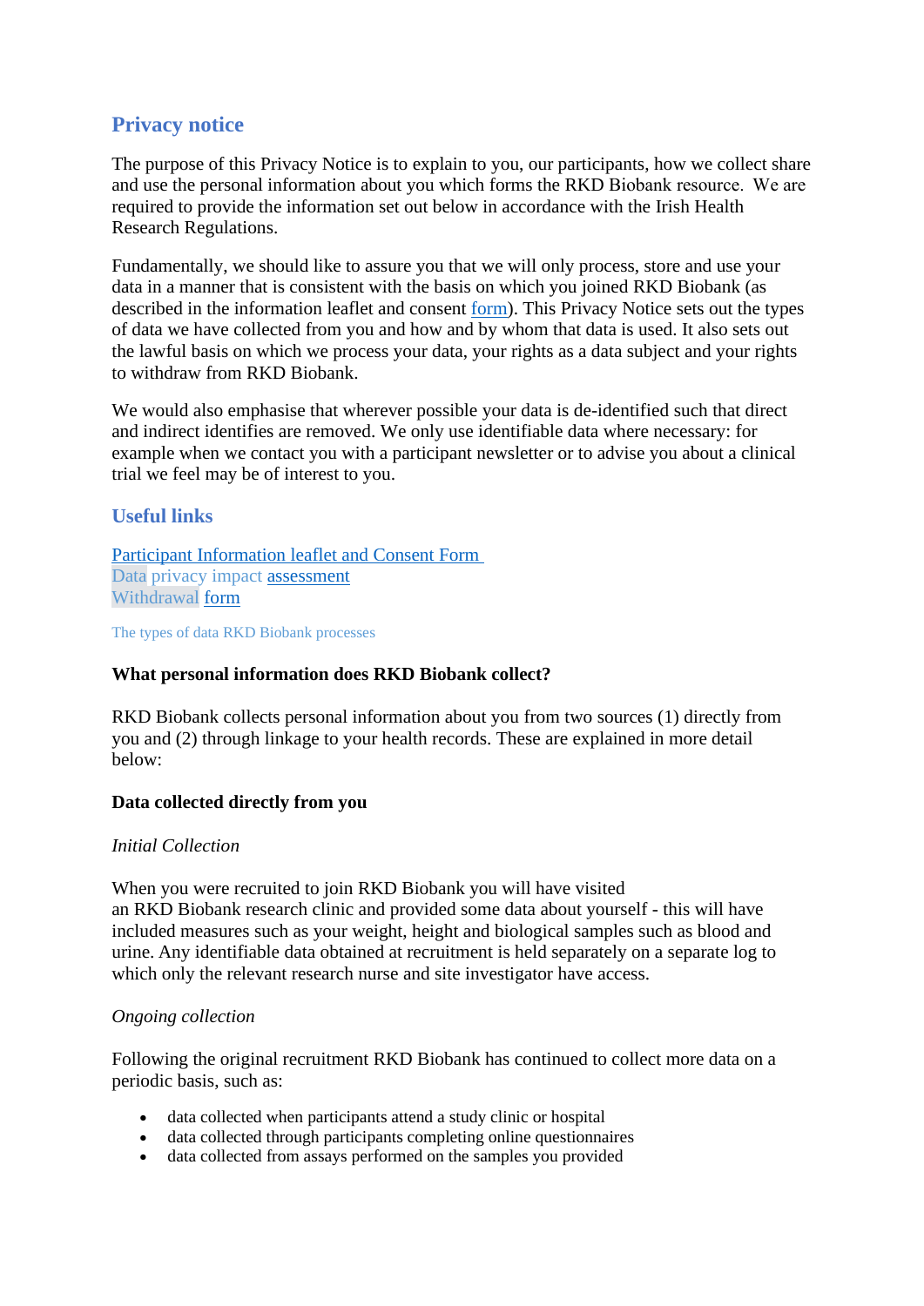## Privacy notice

The purpose of this Privacy Notice is to explain to you, our participants, how we collect share and use the personal information about you which forms the RKD Biobank resource. We are required to provide the information set out below in accordance with the Irish Health Research Regulations.

Fundamentally, we should like to assure you that we will only process, store and use your data in a manner that is consistent with the basis on which you joined RKD Biobank (as described in the information leaflet and consent form). This Privacy Notice sets out the types of data we have collected from you and how and by whom that data is used. It also sets out the lawful basis on which we process your data, your rights as a data subject and your rights to withdraw from RKD Biobank.

We would also emphasise that wherever possible your data is de-identified such that direct and indirect identifies are removed. We only use identifiable data where necessary: for example when we contact you with a participant newsletter or to advise you about a clinical trial we feel may be of interest to you.

## Useful links

Participant Information leaflet and Consent Form
Data privacy impact assessment
Withdrawal form

The types of data RKD Biobank processes

**What personal information does RKD Biobank collect?**

RKD Biobank collects personal information about you from two sources (1) directly from you and (2) through linkage to your health records. These are explained in more detail below:

**Data collected directly from you**

*Initial Collection*

When you were recruited to join RKD Biobank you will have visited an RKD Biobank research clinic and provided some data about yourself - this will have included measures such as your weight, height and biological samples such as blood and urine. Any identifiable data obtained at recruitment is held separately on a separate log to which only the relevant research nurse and site investigator have access.

*Ongoing collection*

Following the original recruitment RKD Biobank has continued to collect more data on a periodic basis, such as:

- data collected when participants attend a study clinic or hospital
- data collected through participants completing online questionnaires
- data collected from assays performed on the samples you provided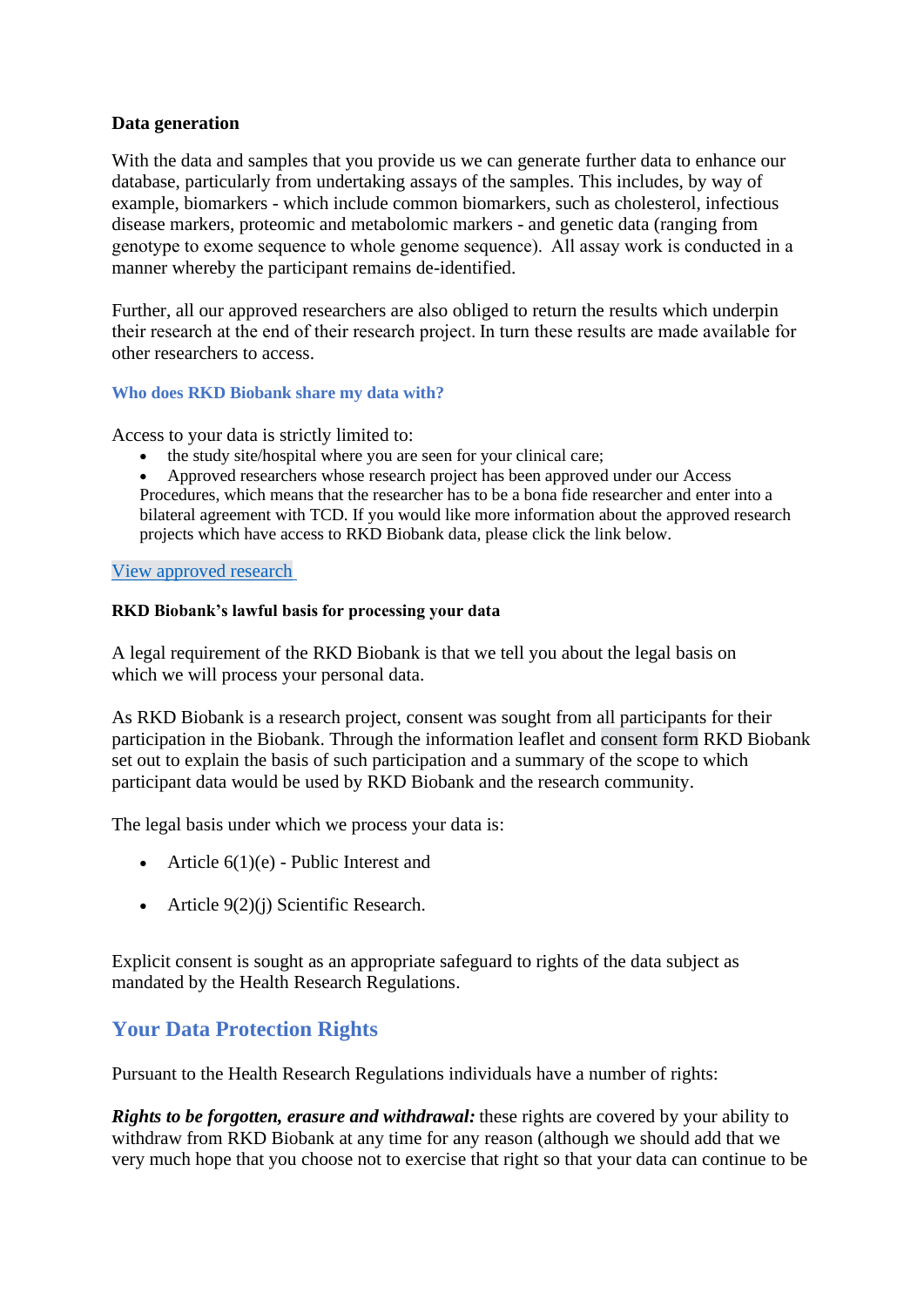**Data generation**

With the data and samples that you provide us we can generate further data to enhance our database, particularly from undertaking assays of the samples. This includes, by way of example, biomarkers - which include common biomarkers, such as cholesterol, infectious disease markers, proteomic and metabolomic markers - and genetic data (ranging from genotype to exome sequence to whole genome sequence). All assay work is conducted in a manner whereby the participant remains de-identified.

Further, all our approved researchers are also obliged to return the results which underpin their research at the end of their research project. In turn these results are made available for other researchers to access.

### Who does RKD Biobank share my data with?

Access to your data is strictly limited to:

- the study site/hospital where you are seen for your clinical care;
- Approved researchers whose research project has been approved under our Access Procedures, which means that the researcher has to be a bona fide researcher and enter into a bilateral agreement with TCD. If you would like more information about the approved research projects which have access to RKD Biobank data, please click the link below.

View approved research

**RKD Biobank's lawful basis for processing your data**

A legal requirement of the RKD Biobank is that we tell you about the legal basis on which we will process your personal data.

As RKD Biobank is a research project, consent was sought from all participants for their participation in the Biobank. Through the information leaflet and consent form RKD Biobank set out to explain the basis of such participation and a summary of the scope to which participant data would be used by RKD Biobank and the research community.

The legal basis under which we process your data is:

- Article 6(1)(e) - Public Interest and
- Article 9(2)(j) Scientific Research.

Explicit consent is sought as an appropriate safeguard to rights of the data subject as mandated by the Health Research Regulations.

## Your Data Protection Rights

Pursuant to the Health Research Regulations individuals have a number of rights:

***Rights to be forgotten, erasure and withdrawal:*** these rights are covered by your ability to withdraw from RKD Biobank at any time for any reason (although we should add that we very much hope that you choose not to exercise that right so that your data can continue to be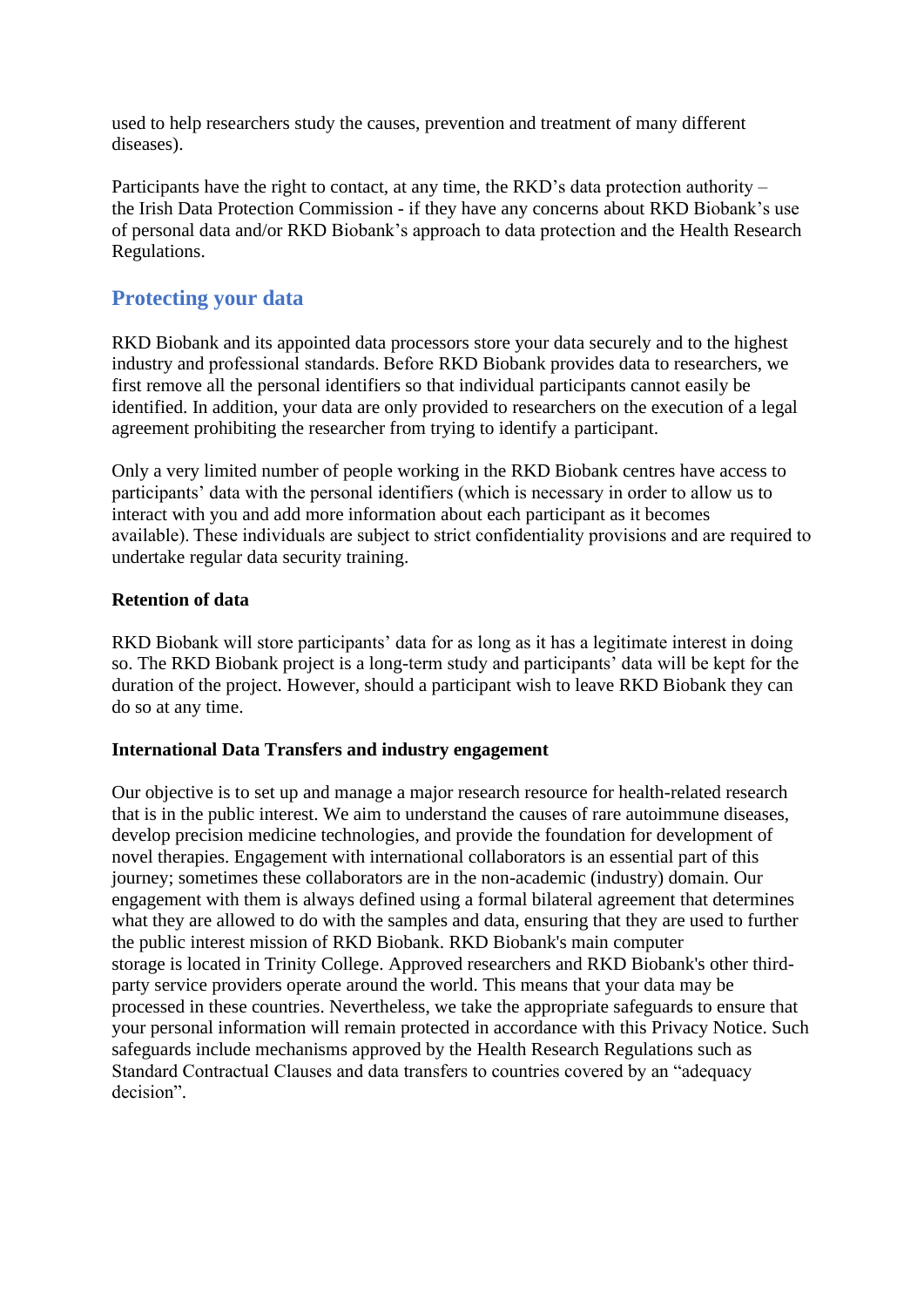used to help researchers study the causes, prevention and treatment of many different diseases).

Participants have the right to contact, at any time, the RKD's data protection authority – the Irish Data Protection Commission - if they have any concerns about RKD Biobank's use of personal data and/or RKD Biobank's approach to data protection and the Health Research Regulations.

## Protecting your data

RKD Biobank and its appointed data processors store your data securely and to the highest industry and professional standards. Before RKD Biobank provides data to researchers, we first remove all the personal identifiers so that individual participants cannot easily be identified. In addition, your data are only provided to researchers on the execution of a legal agreement prohibiting the researcher from trying to identify a participant.

Only a very limited number of people working in the RKD Biobank centres have access to participants' data with the personal identifiers (which is necessary in order to allow us to interact with you and add more information about each participant as it becomes available). These individuals are subject to strict confidentiality provisions and are required to undertake regular data security training.

**Retention of data**

RKD Biobank will store participants' data for as long as it has a legitimate interest in doing so. The RKD Biobank project is a long-term study and participants' data will be kept for the duration of the project. However, should a participant wish to leave RKD Biobank they can do so at any time.

**International Data Transfers and industry engagement**

Our objective is to set up and manage a major research resource for health-related research that is in the public interest. We aim to understand the causes of rare autoimmune diseases, develop precision medicine technologies, and provide the foundation for development of novel therapies. Engagement with international collaborators is an essential part of this journey; sometimes these collaborators are in the non-academic (industry) domain. Our engagement with them is always defined using a formal bilateral agreement that determines what they are allowed to do with the samples and data, ensuring that they are used to further the public interest mission of RKD Biobank. RKD Biobank's main computer storage is located in Trinity College. Approved researchers and RKD Biobank's other third-party service providers operate around the world. This means that your data may be processed in these countries. Nevertheless, we take the appropriate safeguards to ensure that your personal information will remain protected in accordance with this Privacy Notice. Such safeguards include mechanisms approved by the Health Research Regulations such as Standard Contractual Clauses and data transfers to countries covered by an "adequacy decision".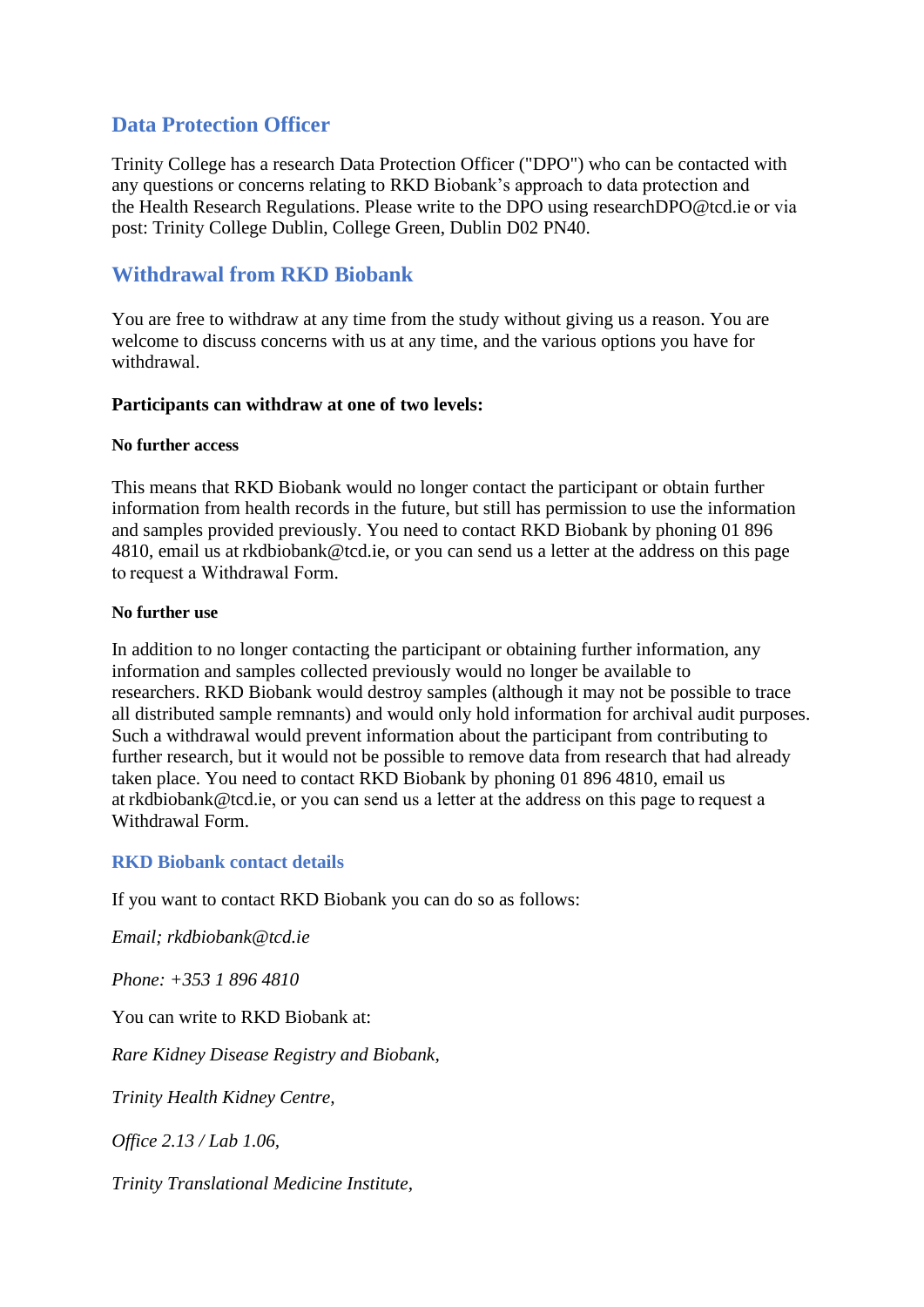## Data Protection Officer

Trinity College has a research Data Protection Officer ("DPO") who can be contacted with any questions or concerns relating to RKD Biobank's approach to data protection and the Health Research Regulations. Please write to the DPO using researchDPO@tcd.ie or via post: Trinity College Dublin, College Green, Dublin D02 PN40.

## Withdrawal from RKD Biobank

You are free to withdraw at any time from the study without giving us a reason. You are welcome to discuss concerns with us at any time, and the various options you have for withdrawal.

**Participants can withdraw at one of two levels:**

**No further access**

This means that RKD Biobank would no longer contact the participant or obtain further information from health records in the future, but still has permission to use the information and samples provided previously. You need to contact RKD Biobank by phoning 01 896 4810, email us at rkdbiobank@tcd.ie, or you can send us a letter at the address on this page to request a Withdrawal Form.

**No further use**

In addition to no longer contacting the participant or obtaining further information, any information and samples collected previously would no longer be available to researchers. RKD Biobank would destroy samples (although it may not be possible to trace all distributed sample remnants) and would only hold information for archival audit purposes. Such a withdrawal would prevent information about the participant from contributing to further research, but it would not be possible to remove data from research that had already taken place. You need to contact RKD Biobank by phoning 01 896 4810, email us at rkdbiobank@tcd.ie, or you can send us a letter at the address on this page to request a Withdrawal Form.

### RKD Biobank contact details

If you want to contact RKD Biobank you can do so as follows:

*Email; rkdbiobank@tcd.ie*

*Phone: +353 1 896 4810*

You can write to RKD Biobank at:

*Rare Kidney Disease Registry and Biobank,*

*Trinity Health Kidney Centre,*

*Office 2.13 / Lab 1.06,*

*Trinity Translational Medicine Institute,*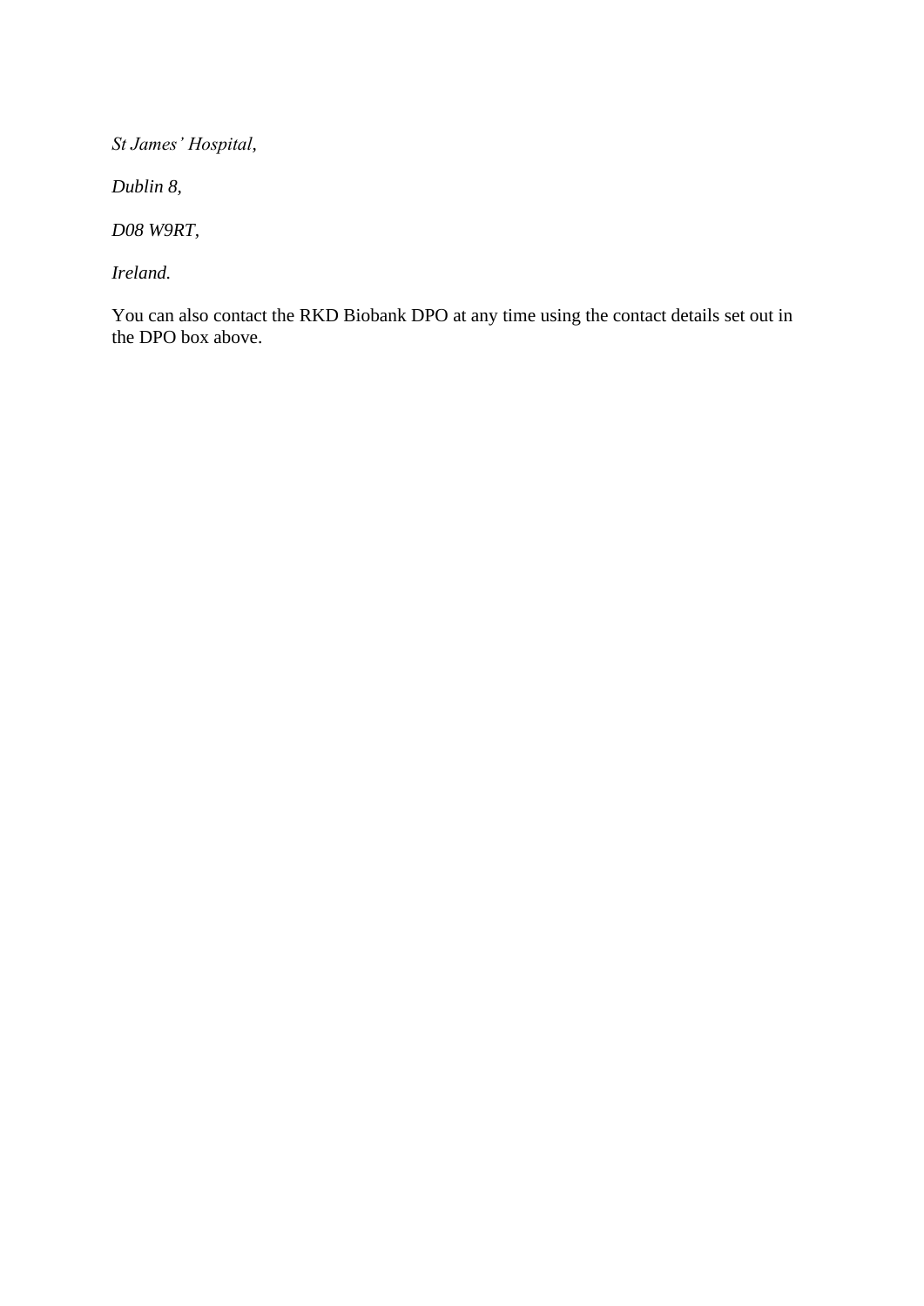*St James' Hospital,*

*Dublin 8,*

*D08 W9RT,*

*Ireland.*

You can also contact the RKD Biobank DPO at any time using the contact details set out in the DPO box above.